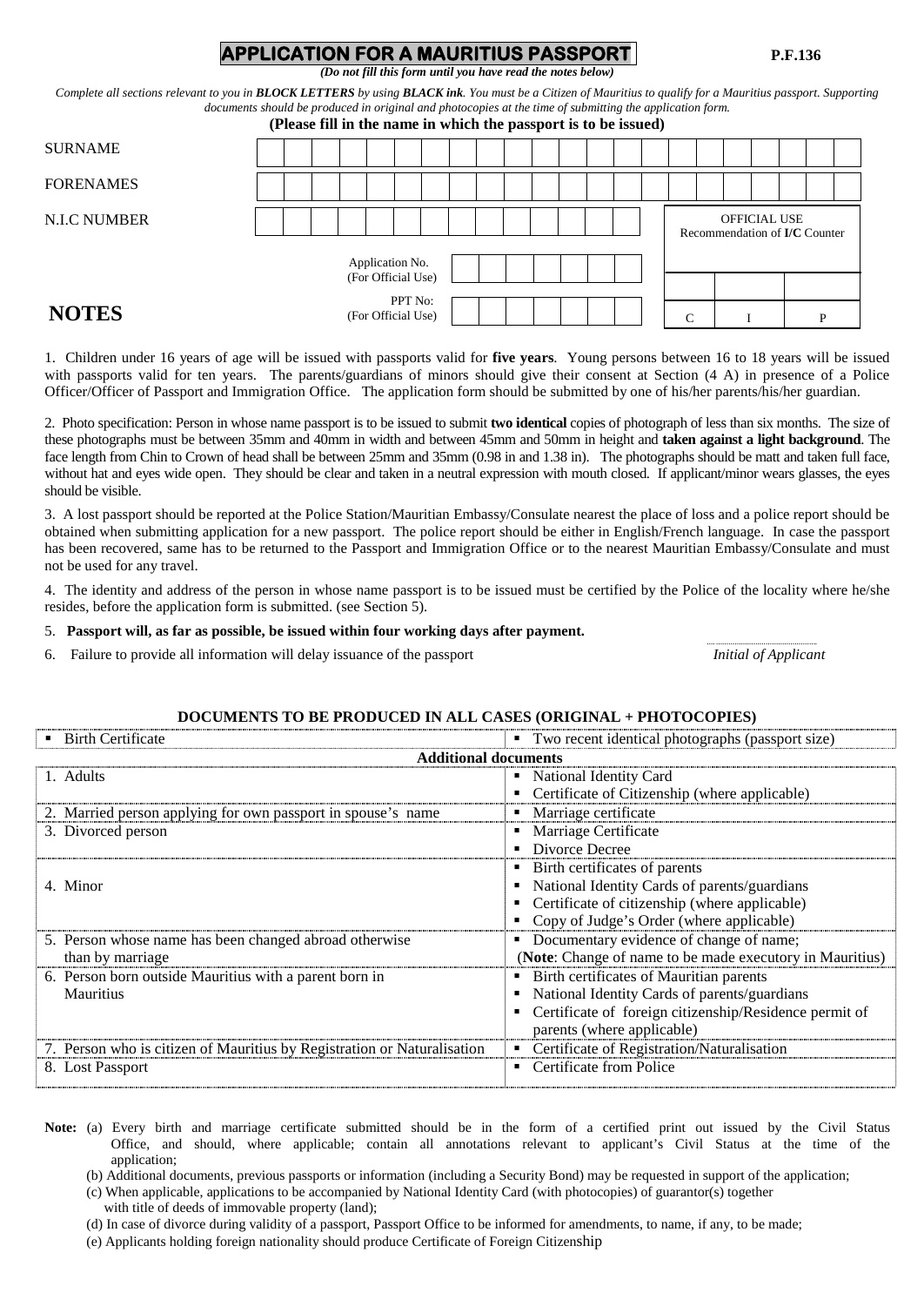# APPLICATION FOR A MAURITIUS PASSPORT

P.F.136

***(Do not fill this form until you have read the notes below)***

*Complete all sections relevant to you in **BLOCK LETTERS** by using **BLACK ink**. You must be a Citizen of Mauritius to qualify for a Mauritius passport. Supporting documents should be produced in original and photocopies at the time of submitting the application form.*

**(Please fill in the name in which the passport is to be issued)**

SURNAME

FORENAMES

N.I.C NUMBER

OFFICIAL USE
Recommendation of **I/C** Counter

Application No. (For Official Use)

PPT No: (For Official Use)

| C | I | P |
|---|---|---|

## NOTES

1. Children under 16 years of age will be issued with passports valid for **five years**. Young persons between 16 to 18 years will be issued with passports valid for ten years. The parents/guardians of minors should give their consent at Section (4 A) in presence of a Police Officer/Officer of Passport and Immigration Office. The application form should be submitted by one of his/her parents/his/her guardian.

2. Photo specification: Person in whose name passport is to be issued to submit **two identical** copies of photograph of less than six months. The size of these photographs must be between 35mm and 40mm in width and between 45mm and 50mm in height and **taken against a light background**. The face length from Chin to Crown of head shall be between 25mm and 35mm (0.98 in and 1.38 in). The photographs should be matt and taken full face, without hat and eyes wide open. They should be clear and taken in a neutral expression with mouth closed. If applicant/minor wears glasses, the eyes should be visible.

3. A lost passport should be reported at the Police Station/Mauritian Embassy/Consulate nearest the place of loss and a police report should be obtained when submitting application for a new passport. The police report should be either in English/French language. In case the passport has been recovered, same has to be returned to the Passport and Immigration Office or to the nearest Mauritian Embassy/Consulate and must not be used for any travel.

4. The identity and address of the person in whose name passport is to be issued must be certified by the Police of the locality where he/she resides, before the application form is submitted. (see Section 5).

5. **Passport will, as far as possible, be issued within four working days after payment.**

6. Failure to provide all information will delay issuance of the passport

*Initial of Applicant*

**DOCUMENTS TO BE PRODUCED IN ALL CASES (ORIGINAL + PHOTOCOPIES)**

| ▪ Birth Certificate | ▪ Two recent identical photographs (passport size) |
|---|---|
| **Additional documents** | |
| 1. Adults | ▪ National Identity Card<br>▪ Certificate of Citizenship (where applicable) |
| 2. Married person applying for own passport in spouse's name | ▪ Marriage certificate |
| 3. Divorced person | ▪ Marriage Certificate<br>▪ Divorce Decree |
| 4. Minor | ▪ Birth certificates of parents<br>▪ National Identity Cards of parents/guardians<br>▪ Certificate of citizenship (where applicable)<br>▪ Copy of Judge's Order (where applicable) |
| 5. Person whose name has been changed abroad otherwise than by marriage | ▪ Documentary evidence of change of name;<br>(**Note**: Change of name to be made executory in Mauritius) |
| 6. Person born outside Mauritius with a parent born in Mauritius | ▪ Birth certificates of Mauritian parents<br>▪ National Identity Cards of parents/guardians<br>▪ Certificate of foreign citizenship/Residence permit of parents (where applicable) |
| 7. Person who is citizen of Mauritius by Registration or Naturalisation | ▪ Certificate of Registration/Naturalisation |
| 8. Lost Passport | ▪ Certificate from Police |

**Note:** (a) Every birth and marriage certificate submitted should be in the form of a certified print out issued by the Civil Status Office, and should, where applicable; contain all annotations relevant to applicant's Civil Status at the time of the application;

(b) Additional documents, previous passports or information (including a Security Bond) may be requested in support of the application;

(c) When applicable, applications to be accompanied by National Identity Card (with photocopies) of guarantor(s) together with title of deeds of immovable property (land);

(d) In case of divorce during validity of a passport, Passport Office to be informed for amendments, to name, if any, to be made;

(e) Applicants holding foreign nationality should produce Certificate of Foreign Citizenship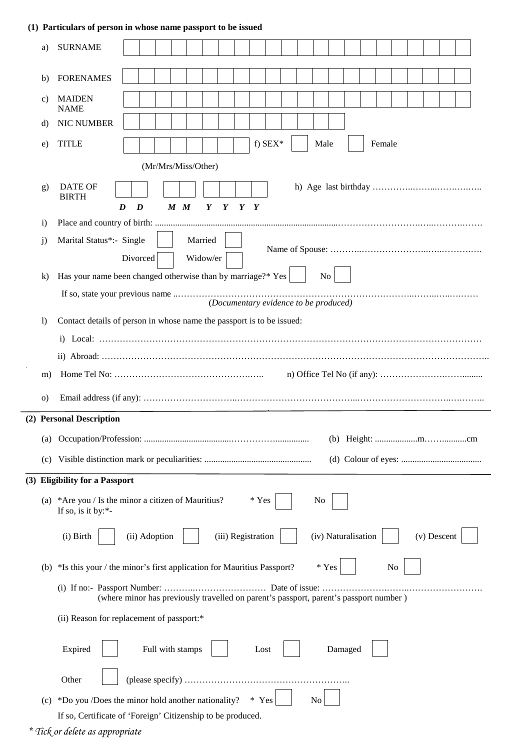## (1) Particulars of person in whose name passport to be issued

a) SURNAME

b) FORENAMES

c) MAIDEN NAME

d) NIC NUMBER

e) TITLE (Mr/Mrs/Miss/Other) f) SEX* ☐ Male ☐ Female

g) DATE OF BIRTH D D M M Y Y Y Y h) Age last birthday …………..……...……….……..

i) Place and country of birth: ......................................................................................………………………..…..……….…….

j) Marital Status*:- Single ☐ Married ☐ Divorced ☐ Widow/er ☐ Name of Spouse: ………..…………………..…..……….….

k) Has your name been changed otherwise than by marriage?* Yes ☐ No ☐

If so, state your previous name ..……………………………………………………………………..……..…..….……
(*Documentary evidence to be produced)*

l) Contact details of person in whose name the passport is to be issued:

i) Local: ……………………………………………………………………………………………………………………

ii) Abroad: …………………………………………………………………………………………………………………..

m) Home Tel No: ………………………………………….….. n) Office Tel No (if any): ………………….……........

o) Email address (if any): …………………………..……………………………………..………………………..….……..

## (2) Personal Description

(a) Occupation/Profession: .......................................……………............... (b) Height: ...................m……...........cm

(c) Visible distinction mark or peculiarities: ................................................ (d) Colour of eyes: ...................................

## (3) Eligibility for a Passport

(a) *Are you / Is the minor a citizen of Mauritius? * Yes ☐ No ☐
If so, is it by:*-

(i) Birth ☐ (ii) Adoption ☐ (iii) Registration ☐ (iv) Naturalisation ☐ (v) Descent ☐

(b) *Is this your / the minor's first application for Mauritius Passport? * Yes ☐ No ☐

(i) If no:- Passport Number: ………..…………………… Date of issue: ………………….……..…………………….
(where minor has previously travelled on parent's passport, parent's passport number )

(ii) Reason for replacement of passport:*

Expired ☐ Full with stamps ☐ Lost ☐ Damaged ☐

Other ☐ (please specify) ………………………………………………..

(c) *Do you /Does the minor hold another nationality? * Yes ☐ No ☐
If so, Certificate of 'Foreign' Citizenship to be produced.

*\* Tick or delete as appropriate*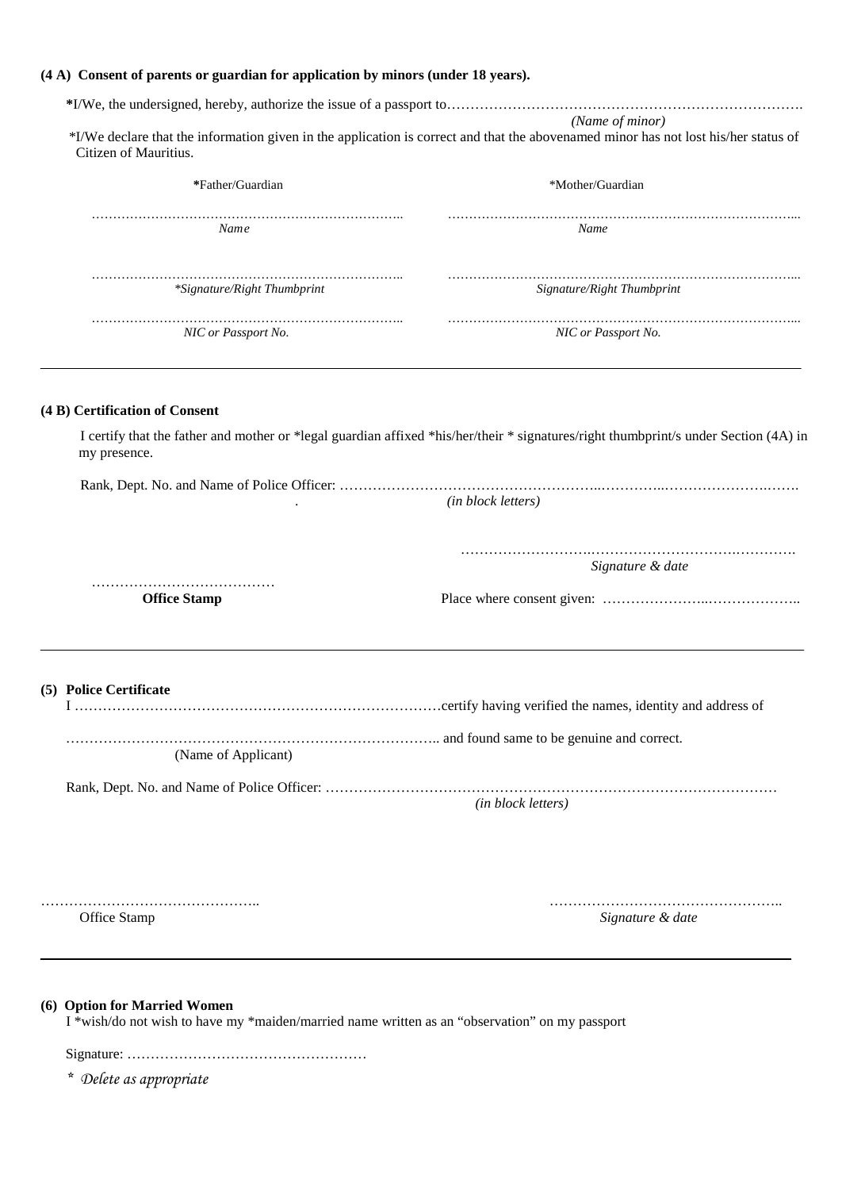**(4 A) Consent of parents or guardian for application by minors (under 18 years).**

***I/We, the undersigned, hereby, authorize the issue of a passport to……………………………………………………………………….**

*(Name of minor)*

*I/We declare that the information given in the application is correct and that the abovenamed minor has not lost his/her status of Citizen of Mauritius.

| ***Father/Guardian** | *Mother/Guardian |
|---|---|
| ……………………………………………………………….. | ……………………………………………………………………... |
| *Name* | *Name* |
| ……………………………………………………………….. | ……………………………………………………………………... |
| **Signature/Right Thumbprint* | *Signature/Right Thumbprint* |
| ……………………………………………………………….. | ……………………………………………………………………... |
| *NIC or Passport No.* | *NIC or Passport No.* |

---

**(4 B) Certification of Consent**

I certify that the father and mother or *legal guardian affixed *his/her/their * signatures/right thumbprint/s under Section (4A) in my presence.

Rank, Dept. No. and Name of Police Officer: ……………………………………………..…………..…………………..…….

*(in block letters)*

……………………..……………………………..………….

*Signature & date*

…………………………………

**Office Stamp**

Place where consent given: …………………..………………..

---

**(5) Police Certificate**

I ……………………………………………………………………certify having verified the names, identity and address of

…………………………………………………………………….. and found same to be genuine and correct.

(Name of Applicant)

Rank, Dept. No. and Name of Police Officer: ……………………………………………………………………………………

*(in block letters)*

………………………………………..

Office Stamp

………………………………………..

*Signature & date*

---

**(6) Option for Married Women**

I *wish/do not wish to have my *maiden/married name written as an "observation" on my passport

Signature: ……………………………………………

*\* Delete as appropriate*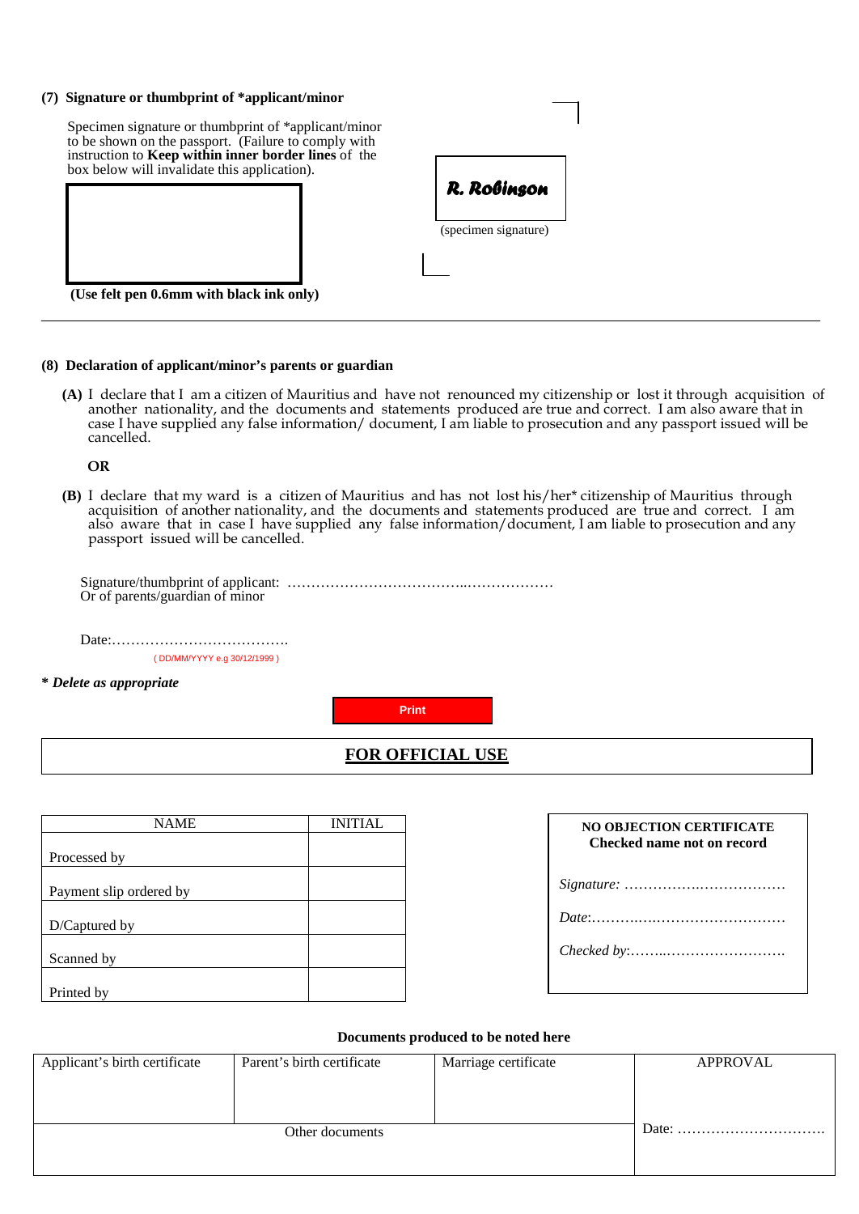**(7) Signature or thumbprint of *applicant/minor**

Specimen signature or thumbprint of *applicant/minor to be shown on the passport. (Failure to comply with instruction to **Keep within inner border lines** of the box below will invalidate this application).

R. Robinson

(specimen signature)

**(Use felt pen 0.6mm with black ink only)**

---

**(8) Declaration of applicant/minor's parents or guardian**

**(A)** I declare that I am a citizen of Mauritius and have not renounced my citizenship or lost it through acquisition of another nationality, and the documents and statements produced are true and correct. I am also aware that in case I have supplied any false information/ document, I am liable to prosecution and any passport issued will be cancelled.

**OR**

**(B)** I declare that my ward is a citizen of Mauritius and has not lost his/her* citizenship of Mauritius through acquisition of another nationality, and the documents and statements produced are true and correct. I am also aware that in case I have supplied any false information/document, I am liable to prosecution and any passport issued will be cancelled.

Signature/thumbprint of applicant: ……………………………..………………
Or of parents/guardian of minor

Date:……………………………….
( DD/MM/YYYY e.g 30/12/1999 )

***\* Delete as appropriate***

Print

## FOR OFFICIAL USE

| NAME | INITIAL |
|---|---|
| Processed by | |
| Payment slip ordered by | |
| D/Captured by | |
| Scanned by | |
| Printed by | |

**NO OBJECTION CERTIFICATE**
**Checked name not on record**

*Signature:* ……………….………………

*Date:*………….…………………………

*Checked by:*……..……………………

**Documents produced to be noted here**

| Applicant's birth certificate | Parent's birth certificate | Marriage certificate | APPROVAL |
|---|---|---|---|
| Other documents | | | Date: …………………………. |